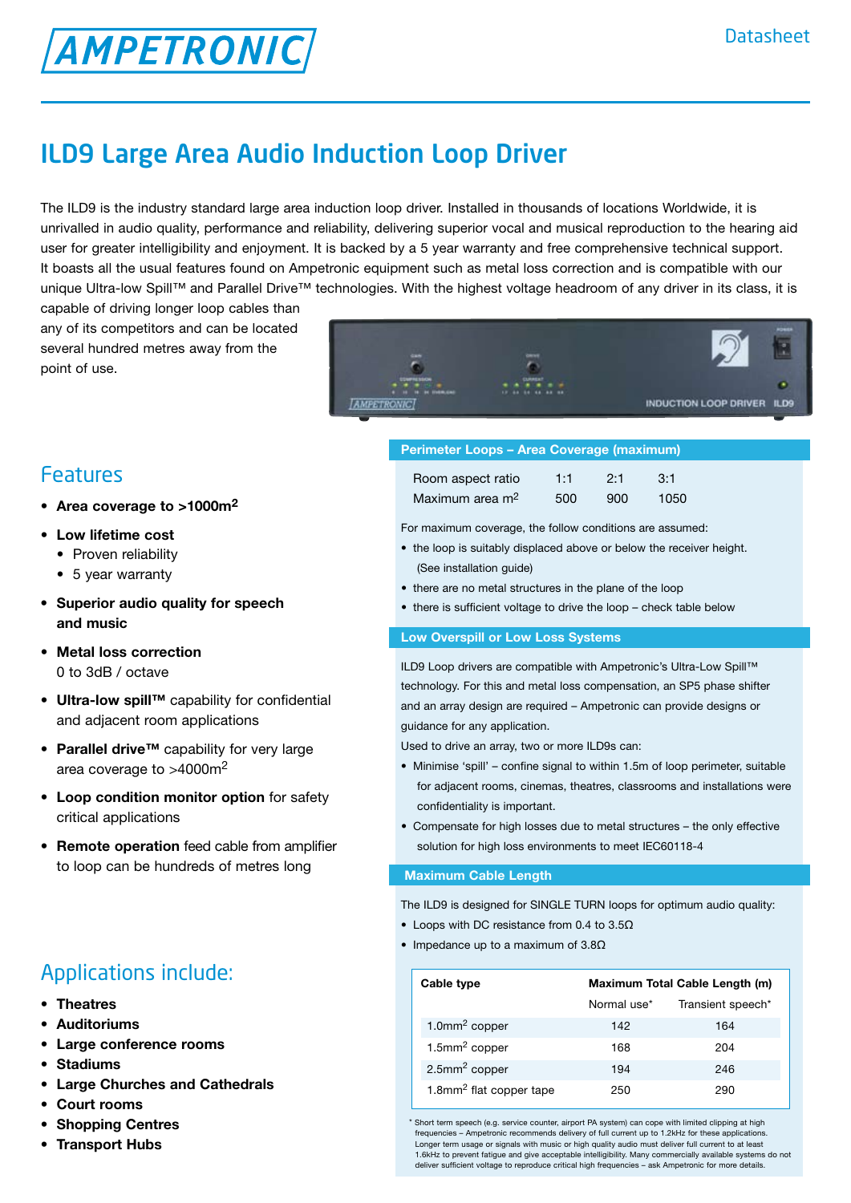AMPETRONIC

Datasheet

# ILD9 Large Area Audio Induction Loop Driver

The ILD9 is the industry standard large area induction loop driver. Installed in thousands of locations Worldwide, it is unrivalled in audio quality, performance and reliability, delivering superior vocal and musical reproduction to the hearing aid user for greater intelligibility and enjoyment. It is backed by a 5 year warranty and free comprehensive technical support. It boasts all the usual features found on Ampetronic equipment such as metal loss correction and is compatible with our unique Ultra-low Spill™ and Parallel Drive™ technologies. With the highest voltage headroom of any driver in its class, it is capable of driving longer loop cables than any of its competitors and can be located several hundred metres away from the point of use.

## Features

- **Area coverage to >1000m$^2$**
- **Low lifetime cost**
  - Proven reliability
  - 5 year warranty
- **Superior audio quality for speech and music**
- **Metal loss correction**
  0 to 3dB / octave
- **Ultra-low spill™** capability for confidential and adjacent room applications
- **Parallel drive™** capability for very large area coverage to >4000m$^2$
- **Loop condition monitor option** for safety critical applications
- **Remote operation** feed cable from amplifier to loop can be hundreds of metres long

## Applications include:

- **Theatres**
- **Auditoriums**
- **Large conference rooms**
- **Stadiums**
- **Large Churches and Cathedrals**
- **Court rooms**
- **Shopping Centres**
- **Transport Hubs**

### Perimeter Loops – Area Coverage (maximum)

| Room aspect ratio | 1:1 | 2:1 | 3:1 |
|---|---|---|---|
| Maximum area m$^2$ | 500 | 900 | 1050 |

For maximum coverage, the follow conditions are assumed:

- the loop is suitably displaced above or below the receiver height. (See installation guide)
- there are no metal structures in the plane of the loop
- there is sufficient voltage to drive the loop – check table below

### Low Overspill or Low Loss Systems

ILD9 Loop drivers are compatible with Ampetronic's Ultra-Low Spill™ technology. For this and metal loss compensation, an SP5 phase shifter and an array design are required – Ampetronic can provide designs or guidance for any application.

Used to drive an array, two or more ILD9s can:

- Minimise 'spill' – confine signal to within 1.5m of loop perimeter, suitable for adjacent rooms, cinemas, theatres, classrooms and installations were confidentiality is important.
- Compensate for high losses due to metal structures – the only effective solution for high loss environments to meet IEC60118-4

### Maximum Cable Length

The ILD9 is designed for SINGLE TURN loops for optimum audio quality:

- Loops with DC resistance from 0.4 to 3.5Ω
- Impedance up to a maximum of 3.8Ω

| Cable type | Maximum Total Cable Length (m) | |
|---|---|---|
| | Normal use* | Transient speech* |
| 1.0mm$^2$ copper | 142 | 164 |
| 1.5mm$^2$ copper | 168 | 204 |
| 2.5mm$^2$ copper | 194 | 246 |
| 1.8mm$^2$ flat copper tape | 250 | 290 |

\* Short term speech (e.g. service counter, airport PA system) can cope with limited clipping at high frequencies – Ampetronic recommends delivery of full current up to 1.2kHz for these applications. Longer term usage or signals with music or high quality audio must deliver full current to at least 1.6kHz to prevent fatigue and give acceptable intelligibility. Many commercially available systems do not deliver sufficient voltage to reproduce critical high frequencies – ask Ampetronic for more details.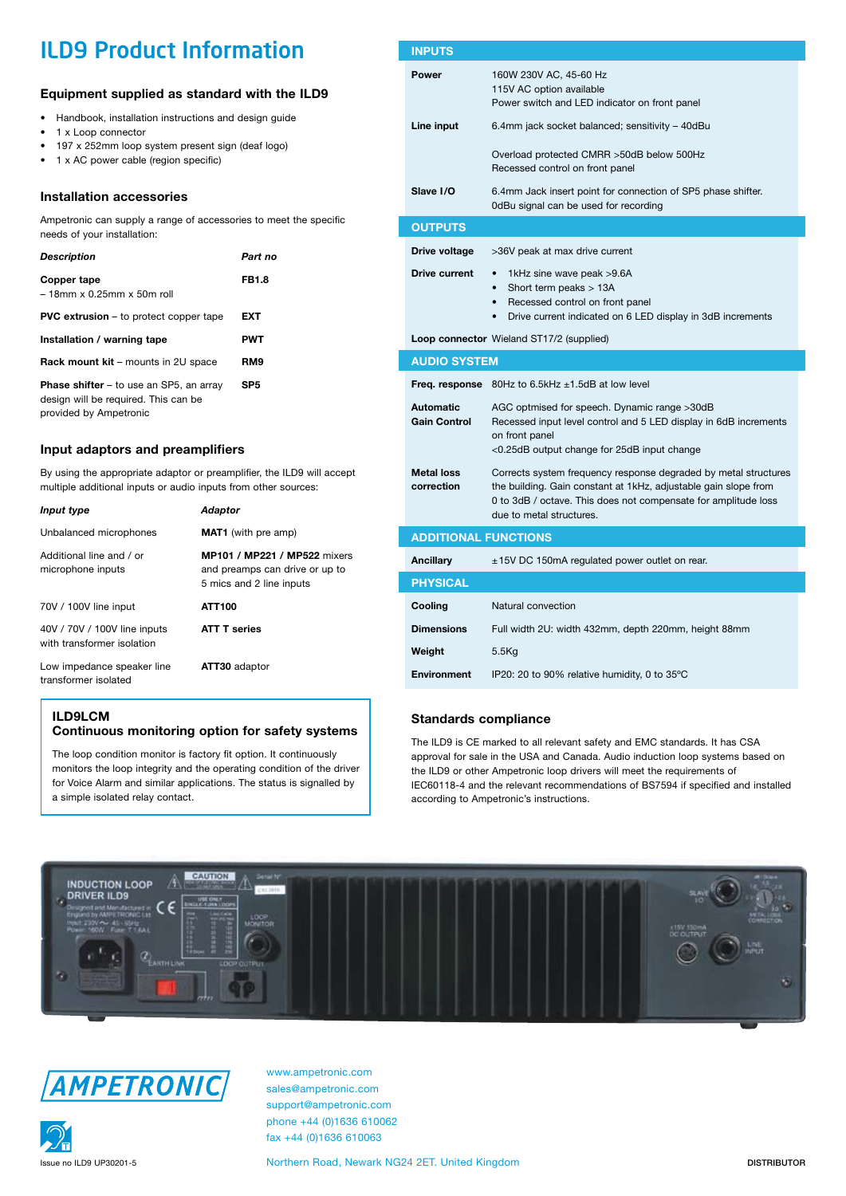# ILD9 Product Information

## Equipment supplied as standard with the ILD9

- Handbook, installation instructions and design guide
- 1 x Loop connector
- 197 x 252mm loop system present sign (deaf logo)
- 1 x AC power cable (region specific)

## Installation accessories

Ampetronic can supply a range of accessories to meet the specific needs of your installation:

| *Description* | *Part no* |
|---|---|
| **Copper tape** – 18mm x 0.25mm x 50m roll | **FB1.8** |
| **PVC extrusion** – to protect copper tape | **EXT** |
| **Installation / warning tape** | **PWT** |
| **Rack mount kit** – mounts in 2U space | **RM9** |
| **Phase shifter** – to use an SP5, an array design will be required. This can be provided by Ampetronic | **SP5** |

## Input adaptors and preamplifiers

By using the appropriate adaptor or preamplifier, the ILD9 will accept multiple additional inputs or audio inputs from other sources:

| *Input type* | *Adaptor* |
|---|---|
| Unbalanced microphones | **MAT1** (with pre amp) |
| Additional line and / or microphone inputs | **MP101 / MP221 / MP522** mixers and preamps can drive or up to 5 mics and 2 line inputs |
| 70V / 100V line input | **ATT100** |
| 40V / 70V / 100V line inputs with transformer isolation | **ATT T series** |
| Low impedance speaker line transformer isolated | **ATT30** adaptor |

### ILD9LCM
### Continuous monitoring option for safety systems

The loop condition monitor is factory fit option. It continuously monitors the loop integrity and the operating condition of the driver for Voice Alarm and similar applications. The status is signalled by a simple isolated relay contact.

## INPUTS

| | |
|---|---|
| **Power** | 160W 230V AC, 45-60 Hz<br>115V AC option available<br>Power switch and LED indicator on front panel |
| **Line input** | 6.4mm jack socket balanced; sensitivity – 40dBu<br><br>Overload protected CMRR >50dB below 500Hz<br>Recessed control on front panel |
| **Slave I/O** | 6.4mm Jack insert point for connection of SP5 phase shifter.<br>0dBu signal can be used for recording |

## OUTPUTS

| | |
|---|---|
| **Drive voltage** | >36V peak at max drive current |
| **Drive current** | • 1kHz sine wave peak >9.6A<br>• Short term peaks > 13A<br>• Recessed control on front panel<br>• Drive current indicated on 6 LED display in 3dB increments |
| **Loop connector** | Wieland ST17/2 (supplied) |

## AUDIO SYSTEM

| | |
|---|---|
| **Freq. response** | 80Hz to 6.5kHz ±1.5dB at low level |
| **Automatic Gain Control** | AGC optmised for speech. Dynamic range >30dB<br>Recessed input level control and 5 LED display in 6dB increments on front panel<br><0.25dB output change for 25dB input change |
| **Metal loss correction** | Corrects system frequency response degraded by metal structures the building. Gain constant at 1kHz, adjustable gain slope from 0 to 3dB / octave. This does not compensate for amplitude loss due to metal structures. |

## ADDITIONAL FUNCTIONS

| | |
|---|---|
| **Ancillary** | ±15V DC 150mA regulated power outlet on rear. |

## PHYSICAL

| | |
|---|---|
| **Cooling** | Natural convection |
| **Dimensions** | Full width 2U: width 432mm, depth 220mm, height 88mm |
| **Weight** | 5.5Kg |
| **Environment** | IP20: 20 to 90% relative humidity, 0 to 35°C |

## Standards compliance

The ILD9 is CE marked to all relevant safety and EMC standards. It has CSA approval for sale in the USA and Canada. Audio induction loop systems based on the ILD9 or other Ampetronic loop drivers will meet the requirements of IEC60118-4 and the relevant recommendations of BS7594 if specified and installed according to Ampetronic's instructions.

AMPETRONIC

www.ampetronic.com
sales@ampetronic.com
support@ampetronic.com
phone +44 (0)1636 610062
fax +44 (0)1636 610063

Northern Road, Newark NG24 2ET. United Kingdom

Issue no ILD9 UP30201-5

DISTRIBUTOR